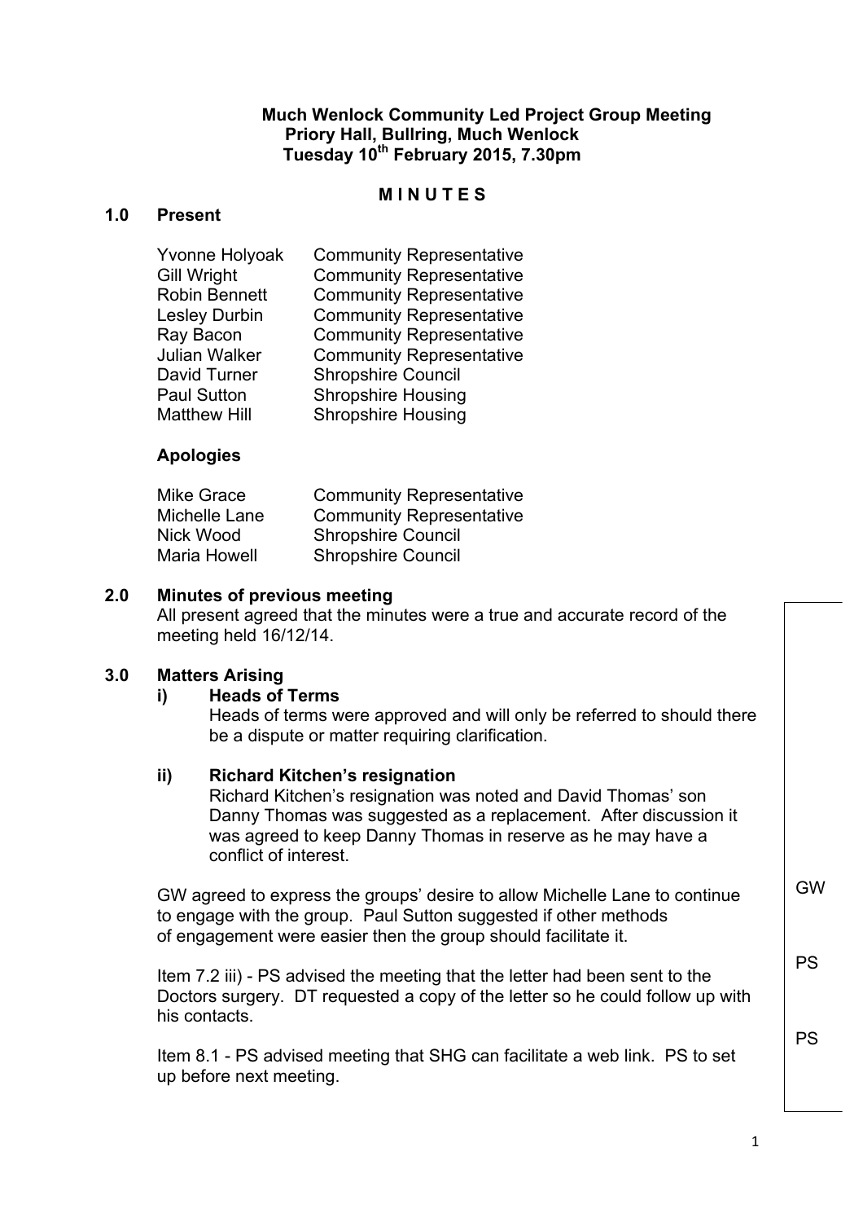**Much Wenlock Community Led Project Group Meeting**
**Priory Hall, Bullring, Much Wenlock**
**Tuesday 10th February 2015, 7.30pm**

**M I N U T E S**

## 1.0 Present

| | |
|---|---|
| Yvonne Holyoak | Community Representative |
| Gill Wright | Community Representative |
| Robin Bennett | Community Representative |
| Lesley Durbin | Community Representative |
| Ray Bacon | Community Representative |
| Julian Walker | Community Representative |
| David Turner | Shropshire Council |
| Paul Sutton | Shropshire Housing |
| Matthew Hill | Shropshire Housing |

**Apologies**

| | |
|---|---|
| Mike Grace | Community Representative |
| Michelle Lane | Community Representative |
| Nick Wood | Shropshire Council |
| Maria Howell | Shropshire Council |

## 2.0 Minutes of previous meeting

All present agreed that the minutes were a true and accurate record of the meeting held 16/12/14.

## 3.0 Matters Arising

**i) Heads of Terms**

Heads of terms were approved and will only be referred to should there be a dispute or matter requiring clarification.

**ii) Richard Kitchen's resignation**

Richard Kitchen's resignation was noted and David Thomas' son Danny Thomas was suggested as a replacement. After discussion it was agreed to keep Danny Thomas in reserve as he may have a conflict of interest.

GW agreed to express the groups' desire to allow Michelle Lane to continue to engage with the group. Paul Sutton suggested if other methods of engagement were easier then the group should facilitate it. — **GW**

Item 7.2 iii) - PS advised the meeting that the letter had been sent to the Doctors surgery. DT requested a copy of the letter so he could follow up with his contacts. — **PS**

Item 8.1 - PS advised meeting that SHG can facilitate a web link. PS to set up before next meeting. — **PS**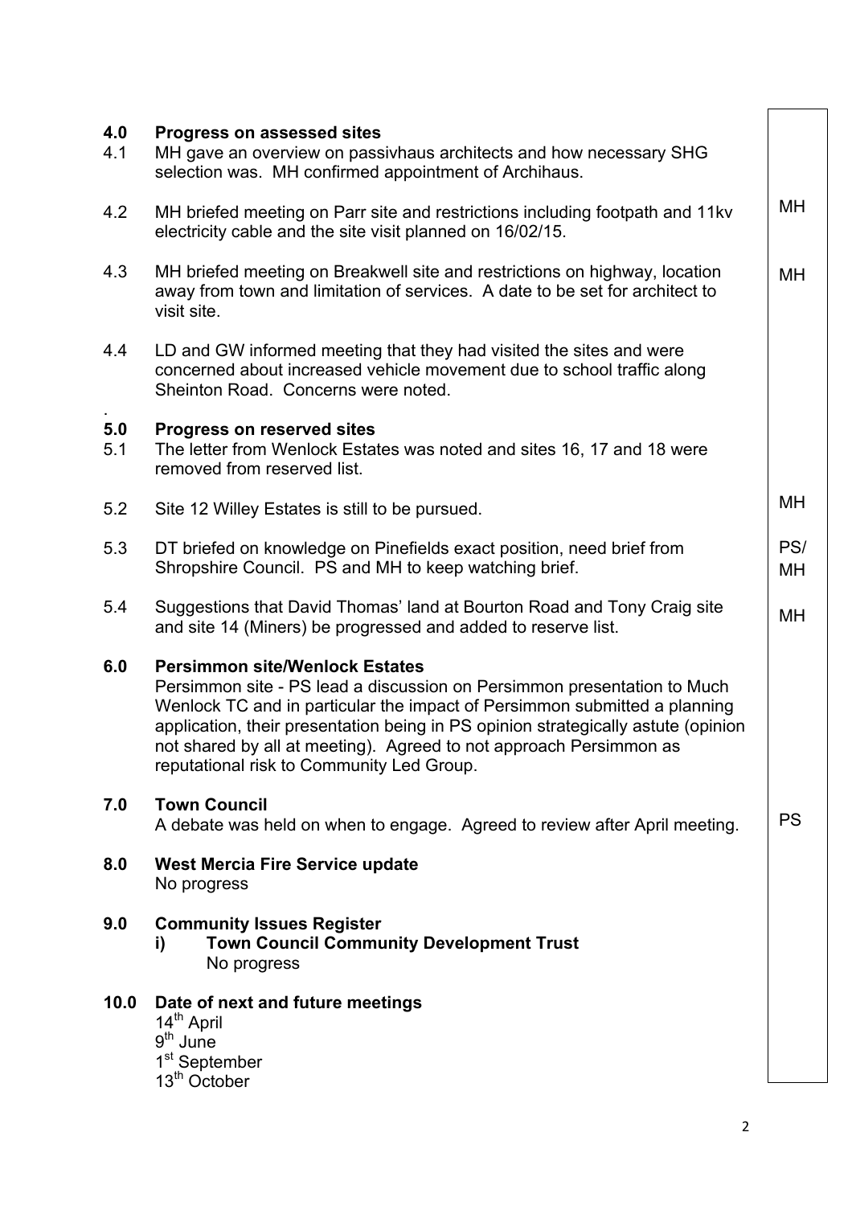| | | |
|---|---|---|
| **4.0** | **Progress on assessed sites** | |
| 4.1 | MH gave an overview on passivhaus architects and how necessary SHG selection was. MH confirmed appointment of Archihaus. | |
| 4.2 | MH briefed meeting on Parr site and restrictions including footpath and 11kv electricity cable and the site visit planned on 16/02/15. | MH |
| 4.3 | MH briefed meeting on Breakwell site and restrictions on highway, location away from town and limitation of services. A date to be set for architect to visit site. | MH |
| 4.4 | LD and GW informed meeting that they had visited the sites and were concerned about increased vehicle movement due to school traffic along Sheinton Road. Concerns were noted. | |
| **5.0** | **Progress on reserved sites** | |
| 5.1 | The letter from Wenlock Estates was noted and sites 16, 17 and 18 were removed from reserved list. | |
| 5.2 | Site 12 Willey Estates is still to be pursued. | MH |
| 5.3 | DT briefed on knowledge on Pinefields exact position, need brief from Shropshire Council. PS and MH to keep watching brief. | PS/ MH |
| 5.4 | Suggestions that David Thomas' land at Bourton Road and Tony Craig site and site 14 (Miners) be progressed and added to reserve list. | MH |
| **6.0** | **Persimmon site/Wenlock Estates**<br>Persimmon site - PS lead a discussion on Persimmon presentation to Much Wenlock TC and in particular the impact of Persimmon submitted a planning application, their presentation being in PS opinion strategically astute (opinion not shared by all at meeting). Agreed to not approach Persimmon as reputational risk to Community Led Group. | |
| **7.0** | **Town Council**<br>A debate was held on when to engage. Agreed to review after April meeting. | PS |
| **8.0** | **West Mercia Fire Service update**<br>No progress | |
| **9.0** | **Community Issues Register**<br>**i) Town Council Community Development Trust**<br>No progress | |
| **10.0** | **Date of next and future meetings**<br>14th April<br>9th June<br>1st September<br>13th October | |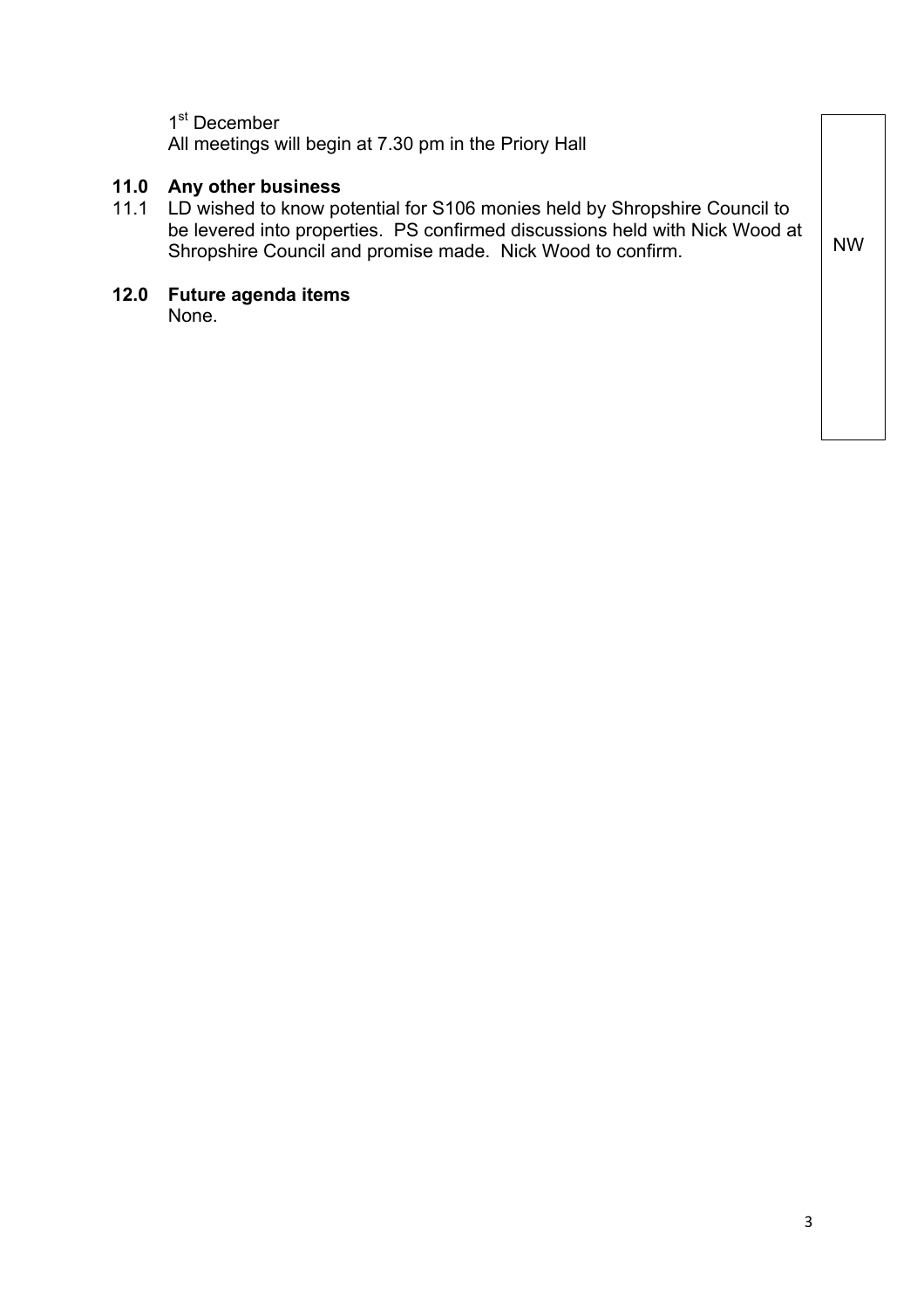1st December
All meetings will begin at 7.30 pm in the Priory Hall

**11.0 Any other business**

11.1 LD wished to know potential for S106 monies held by Shropshire Council to be levered into properties. PS confirmed discussions held with Nick Wood at Shropshire Council and promise made. Nick Wood to confirm. — NW

**12.0 Future agenda items**

None.